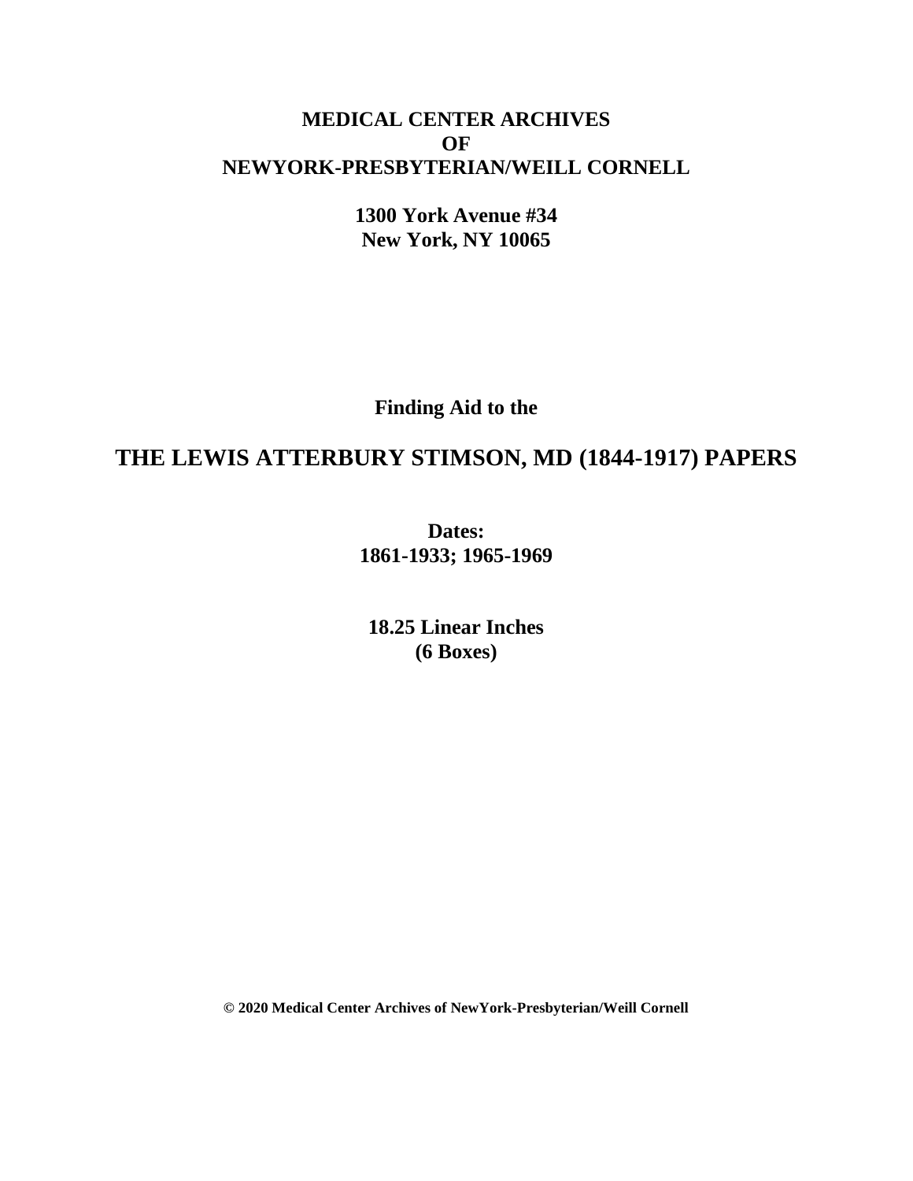**MEDICAL CENTER ARCHIVES**
**OF**
**NEWYORK-PRESBYTERIAN/WEILL CORNELL**

**1300 York Avenue #34**
**New York, NY 10065**

**Finding Aid to the**

# THE LEWIS ATTERBURY STIMSON, MD (1844-1917) PAPERS

**Dates:**
**1861-1933; 1965-1969**

**18.25 Linear Inches**
**(6 Boxes)**

**© 2020 Medical Center Archives of NewYork-Presbyterian/Weill Cornell**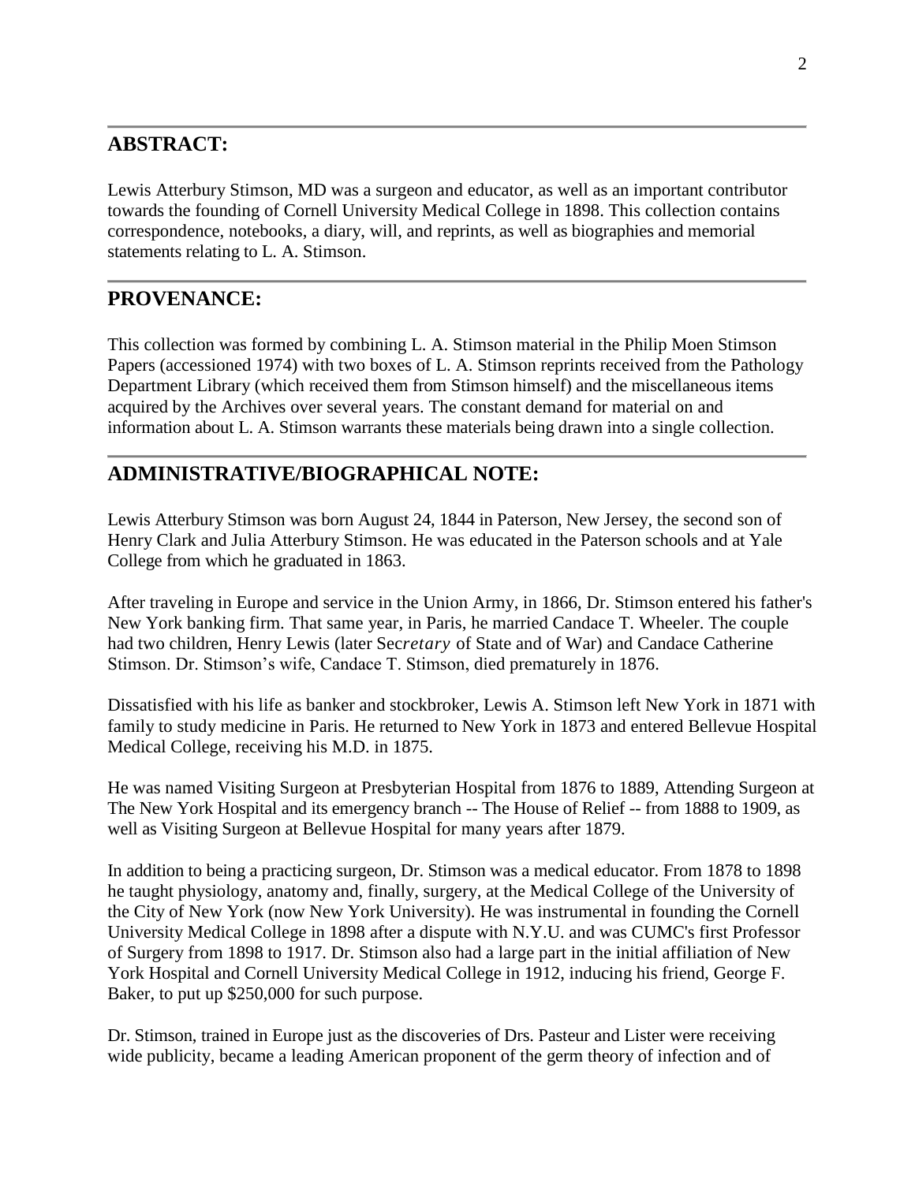## ABSTRACT:

Lewis Atterbury Stimson, MD was a surgeon and educator, as well as an important contributor towards the founding of Cornell University Medical College in 1898. This collection contains correspondence, notebooks, a diary, will, and reprints, as well as biographies and memorial statements relating to L. A. Stimson.

## PROVENANCE:

This collection was formed by combining L. A. Stimson material in the Philip Moen Stimson Papers (accessioned 1974) with two boxes of L. A. Stimson reprints received from the Pathology Department Library (which received them from Stimson himself) and the miscellaneous items acquired by the Archives over several years. The constant demand for material on and information about L. A. Stimson warrants these materials being drawn into a single collection.

## ADMINISTRATIVE/BIOGRAPHICAL NOTE:

Lewis Atterbury Stimson was born August 24, 1844 in Paterson, New Jersey, the second son of Henry Clark and Julia Atterbury Stimson. He was educated in the Paterson schools and at Yale College from which he graduated in 1863.

After traveling in Europe and service in the Union Army, in 1866, Dr. Stimson entered his father's New York banking firm. That same year, in Paris, he married Candace T. Wheeler. The couple had two children, Henry Lewis (later Sec*retary* of State and of War) and Candace Catherine Stimson. Dr. Stimson's wife, Candace T. Stimson, died prematurely in 1876.

Dissatisfied with his life as banker and stockbroker, Lewis A. Stimson left New York in 1871 with family to study medicine in Paris. He returned to New York in 1873 and entered Bellevue Hospital Medical College, receiving his M.D. in 1875.

He was named Visiting Surgeon at Presbyterian Hospital from 1876 to 1889, Attending Surgeon at The New York Hospital and its emergency branch -- The House of Relief -- from 1888 to 1909, as well as Visiting Surgeon at Bellevue Hospital for many years after 1879.

In addition to being a practicing surgeon, Dr. Stimson was a medical educator. From 1878 to 1898 he taught physiology, anatomy and, finally, surgery, at the Medical College of the University of the City of New York (now New York University). He was instrumental in founding the Cornell University Medical College in 1898 after a dispute with N.Y.U. and was CUMC's first Professor of Surgery from 1898 to 1917. Dr. Stimson also had a large part in the initial affiliation of New York Hospital and Cornell University Medical College in 1912, inducing his friend, George F. Baker, to put up $250,000 for such purpose.

Dr. Stimson, trained in Europe just as the discoveries of Drs. Pasteur and Lister were receiving wide publicity, became a leading American proponent of the germ theory of infection and of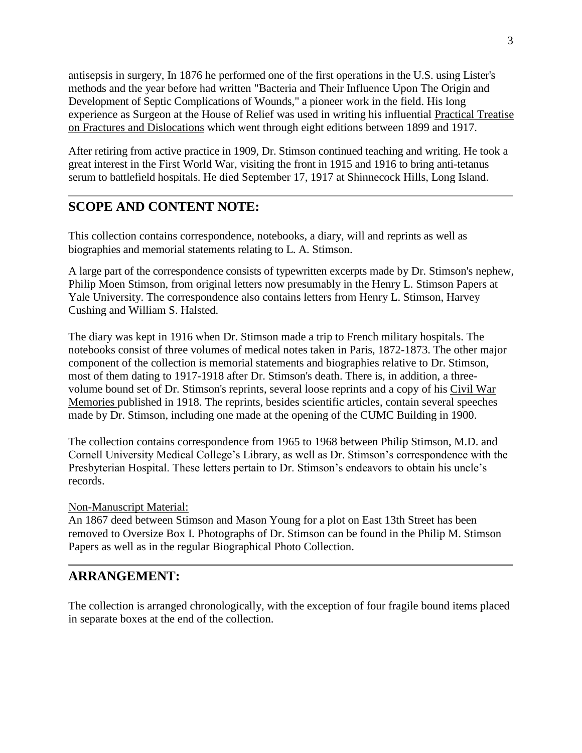antisepsis in surgery, In 1876 he performed one of the first operations in the U.S. using Lister's methods and the year before had written "Bacteria and Their Influence Upon The Origin and Development of Septic Complications of Wounds," a pioneer work in the field. His long experience as Surgeon at the House of Relief was used in writing his influential Practical Treatise on Fractures and Dislocations which went through eight editions between 1899 and 1917.

After retiring from active practice in 1909, Dr. Stimson continued teaching and writing. He took a great interest in the First World War, visiting the front in 1915 and 1916 to bring anti-tetanus serum to battlefield hospitals. He died September 17, 1917 at Shinnecock Hills, Long Island.

## SCOPE AND CONTENT NOTE:

This collection contains correspondence, notebooks, a diary, will and reprints as well as biographies and memorial statements relating to L. A. Stimson.

A large part of the correspondence consists of typewritten excerpts made by Dr. Stimson's nephew, Philip Moen Stimson, from original letters now presumably in the Henry L. Stimson Papers at Yale University. The correspondence also contains letters from Henry L. Stimson, Harvey Cushing and William S. Halsted.

The diary was kept in 1916 when Dr. Stimson made a trip to French military hospitals. The notebooks consist of three volumes of medical notes taken in Paris, 1872-1873. The other major component of the collection is memorial statements and biographies relative to Dr. Stimson, most of them dating to 1917-1918 after Dr. Stimson's death. There is, in addition, a three-volume bound set of Dr. Stimson's reprints, several loose reprints and a copy of his Civil War Memories published in 1918. The reprints, besides scientific articles, contain several speeches made by Dr. Stimson, including one made at the opening of the CUMC Building in 1900.

The collection contains correspondence from 1965 to 1968 between Philip Stimson, M.D. and Cornell University Medical College's Library, as well as Dr. Stimson's correspondence with the Presbyterian Hospital. These letters pertain to Dr. Stimson's endeavors to obtain his uncle's records.

Non-Manuscript Material:
An 1867 deed between Stimson and Mason Young for a plot on East 13th Street has been removed to Oversize Box I. Photographs of Dr. Stimson can be found in the Philip M. Stimson Papers as well as in the regular Biographical Photo Collection.

## ARRANGEMENT:

The collection is arranged chronologically, with the exception of four fragile bound items placed in separate boxes at the end of the collection.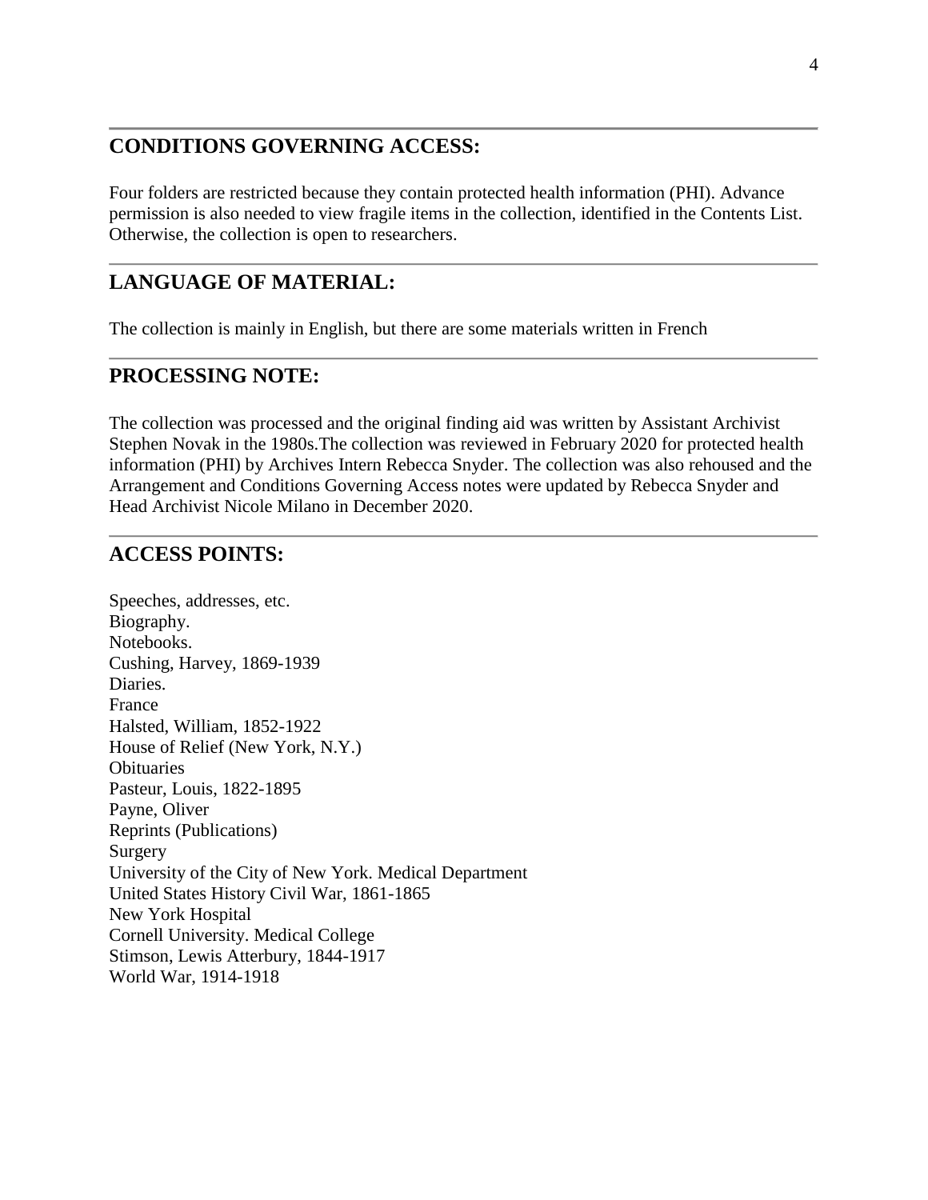## CONDITIONS GOVERNING ACCESS:

Four folders are restricted because they contain protected health information (PHI). Advance permission is also needed to view fragile items in the collection, identified in the Contents List. Otherwise, the collection is open to researchers.

## LANGUAGE OF MATERIAL:

The collection is mainly in English, but there are some materials written in French

## PROCESSING NOTE:

The collection was processed and the original finding aid was written by Assistant Archivist Stephen Novak in the 1980s.The collection was reviewed in February 2020 for protected health information (PHI) by Archives Intern Rebecca Snyder. The collection was also rehoused and the Arrangement and Conditions Governing Access notes were updated by Rebecca Snyder and Head Archivist Nicole Milano in December 2020.

## ACCESS POINTS:

Speeches, addresses, etc.
Biography.
Notebooks.
Cushing, Harvey, 1869-1939
Diaries.
France
Halsted, William, 1852-1922
House of Relief (New York, N.Y.)
Obituaries
Pasteur, Louis, 1822-1895
Payne, Oliver
Reprints (Publications)
Surgery
University of the City of New York. Medical Department
United States History Civil War, 1861-1865
New York Hospital
Cornell University. Medical College
Stimson, Lewis Atterbury, 1844-1917
World War, 1914-1918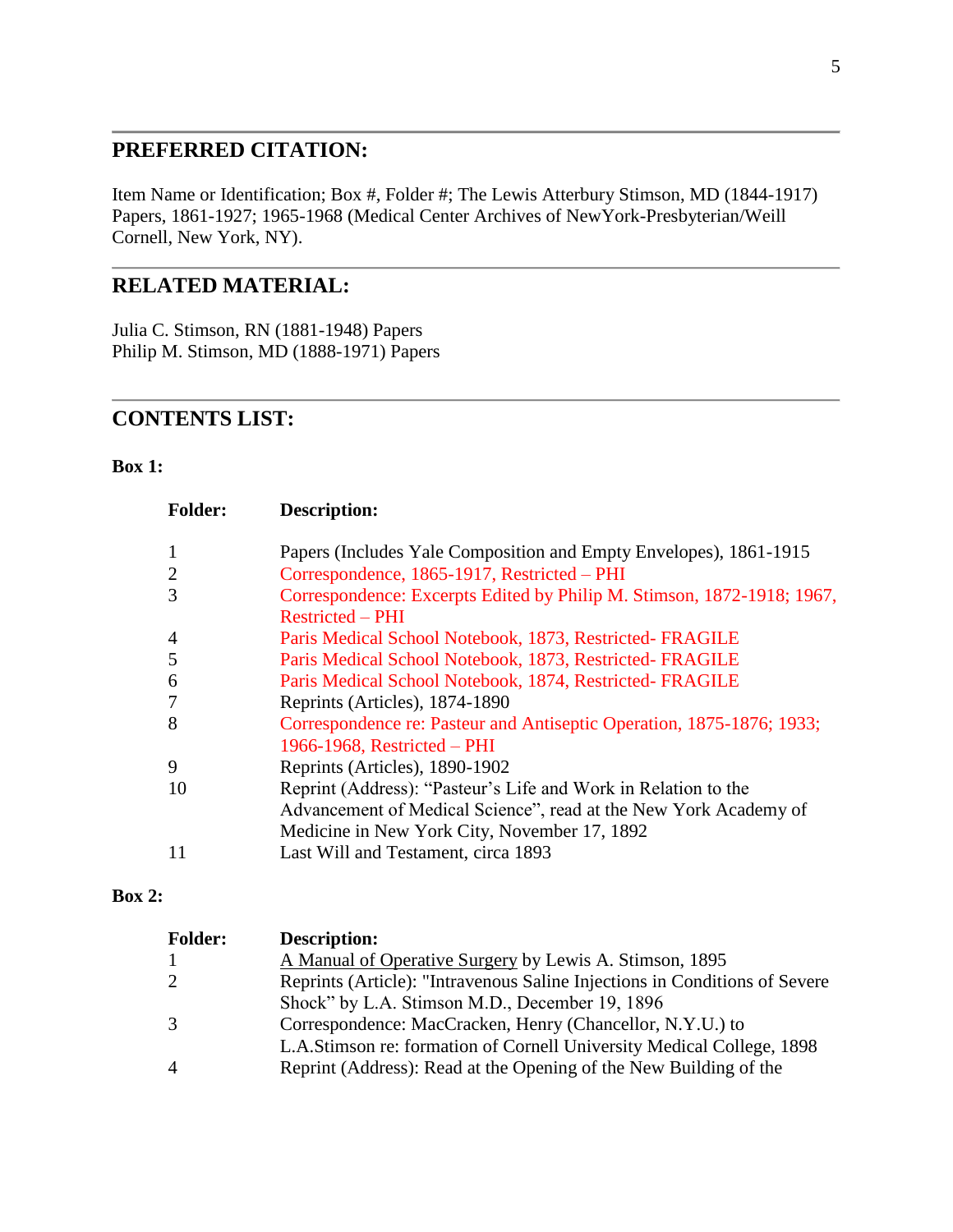## PREFERRED CITATION:

Item Name or Identification; Box #, Folder #; The Lewis Atterbury Stimson, MD (1844-1917) Papers, 1861-1927; 1965-1968 (Medical Center Archives of NewYork-Presbyterian/Weill Cornell, New York, NY).

## RELATED MATERIAL:

Julia C. Stimson, RN (1881-1948) Papers
Philip M. Stimson, MD (1888-1971) Papers

## CONTENTS LIST:

**Box 1:**

| Folder: | Description: |
|---|---|
| 1 | Papers (Includes Yale Composition and Empty Envelopes), 1861-1915 |
| 2 | Correspondence, 1865-1917, Restricted – PHI |
| 3 | Correspondence: Excerpts Edited by Philip M. Stimson, 1872-1918; 1967, Restricted – PHI |
| 4 | Paris Medical School Notebook, 1873, Restricted- FRAGILE |
| 5 | Paris Medical School Notebook, 1873, Restricted- FRAGILE |
| 6 | Paris Medical School Notebook, 1874, Restricted- FRAGILE |
| 7 | Reprints (Articles), 1874-1890 |
| 8 | Correspondence re: Pasteur and Antiseptic Operation, 1875-1876; 1933; 1966-1968, Restricted – PHI |
| 9 | Reprints (Articles), 1890-1902 |
| 10 | Reprint (Address): "Pasteur's Life and Work in Relation to the Advancement of Medical Science", read at the New York Academy of Medicine in New York City, November 17, 1892 |
| 11 | Last Will and Testament, circa 1893 |

**Box 2:**

| Folder: | Description: |
|---|---|
| 1 | A Manual of Operative Surgery by Lewis A. Stimson, 1895 |
| 2 | Reprints (Article): "Intravenous Saline Injections in Conditions of Severe Shock" by L.A. Stimson M.D., December 19, 1896 |
| 3 | Correspondence: MacCracken, Henry (Chancellor, N.Y.U.) to L.A.Stimson re: formation of Cornell University Medical College, 1898 |
| 4 | Reprint (Address): Read at the Opening of the New Building of the |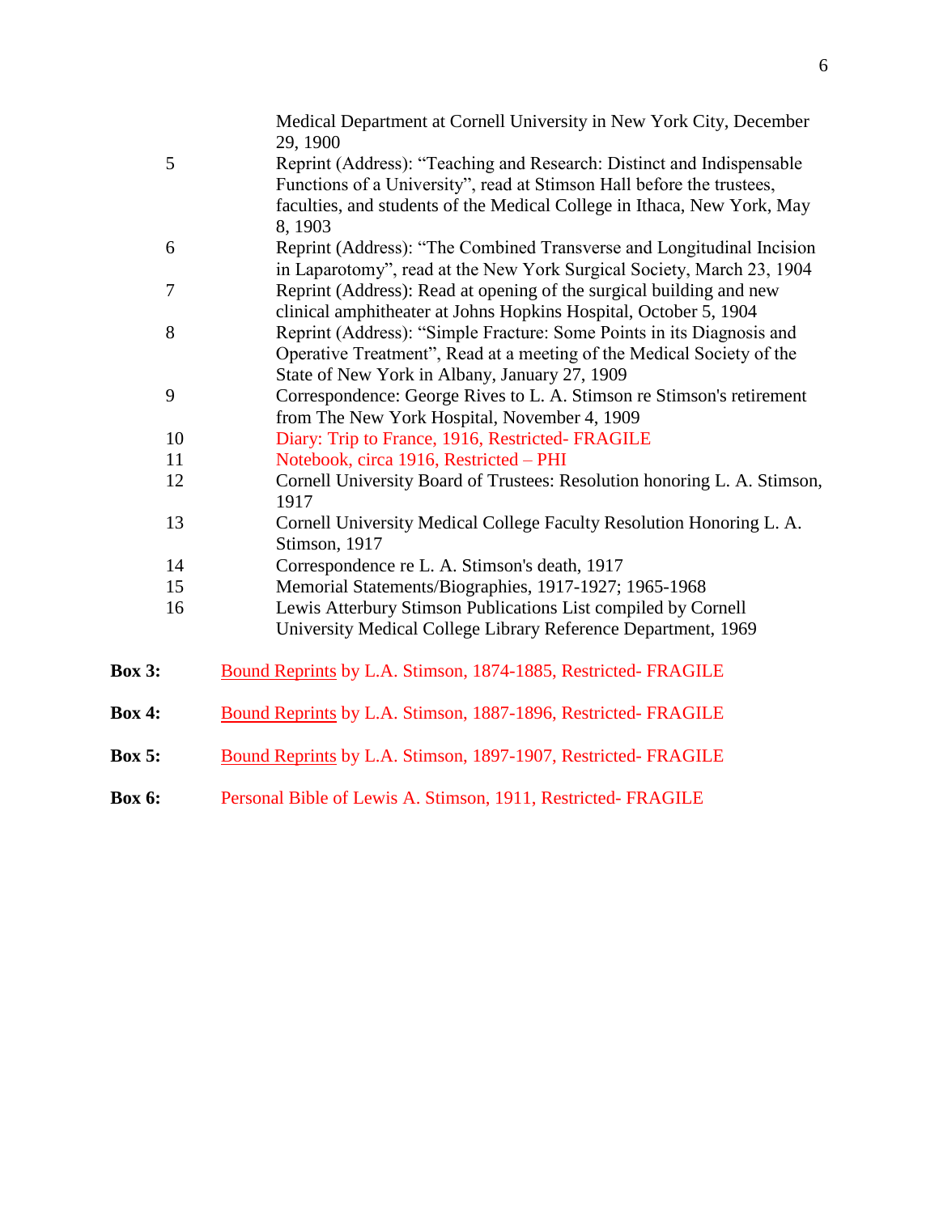| | |
|---|---|
| | Medical Department at Cornell University in New York City, December 29, 1900 |
| 5 | Reprint (Address): “Teaching and Research: Distinct and Indispensable Functions of a University”, read at Stimson Hall before the trustees, faculties, and students of the Medical College in Ithaca, New York, May 8, 1903 |
| 6 | Reprint (Address): “The Combined Transverse and Longitudinal Incision in Laparotomy”, read at the New York Surgical Society, March 23, 1904 |
| 7 | Reprint (Address): Read at opening of the surgical building and new clinical amphitheater at Johns Hopkins Hospital, October 5, 1904 |
| 8 | Reprint (Address): “Simple Fracture: Some Points in its Diagnosis and Operative Treatment”, Read at a meeting of the Medical Society of the State of New York in Albany, January 27, 1909 |
| 9 | Correspondence: George Rives to L. A. Stimson re Stimson's retirement from The New York Hospital, November 4, 1909 |
| 10 | Diary: Trip to France, 1916, Restricted- FRAGILE |
| 11 | Notebook, circa 1916, Restricted – PHI |
| 12 | Cornell University Board of Trustees: Resolution honoring L. A. Stimson, 1917 |
| 13 | Cornell University Medical College Faculty Resolution Honoring L. A. Stimson, 1917 |
| 14 | Correspondence re L. A. Stimson's death, 1917 |
| 15 | Memorial Statements/Biographies, 1917-1927; 1965-1968 |
| 16 | Lewis Atterbury Stimson Publications List compiled by Cornell University Medical College Library Reference Department, 1969 |

**Box 3:** Bound Reprints by L.A. Stimson, 1874-1885, Restricted- FRAGILE

**Box 4:** Bound Reprints by L.A. Stimson, 1887-1896, Restricted- FRAGILE

**Box 5:** Bound Reprints by L.A. Stimson, 1897-1907, Restricted- FRAGILE

**Box 6:** Personal Bible of Lewis A. Stimson, 1911, Restricted- FRAGILE